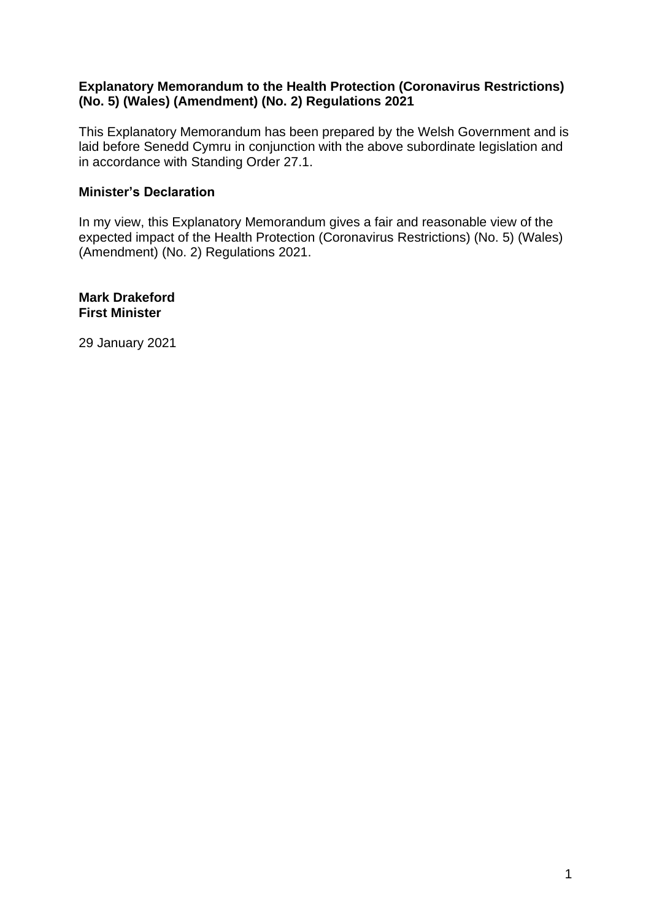**Explanatory Memorandum to the Health Protection (Coronavirus Restrictions) (No. 5) (Wales) (Amendment) (No. 2) Regulations 2021**

This Explanatory Memorandum has been prepared by the Welsh Government and is laid before Senedd Cymru in conjunction with the above subordinate legislation and in accordance with Standing Order 27.1.

**Minister's Declaration**

In my view, this Explanatory Memorandum gives a fair and reasonable view of the expected impact of the Health Protection (Coronavirus Restrictions) (No. 5) (Wales) (Amendment) (No. 2) Regulations 2021.

**Mark Drakeford**
**First Minister**

29 January 2021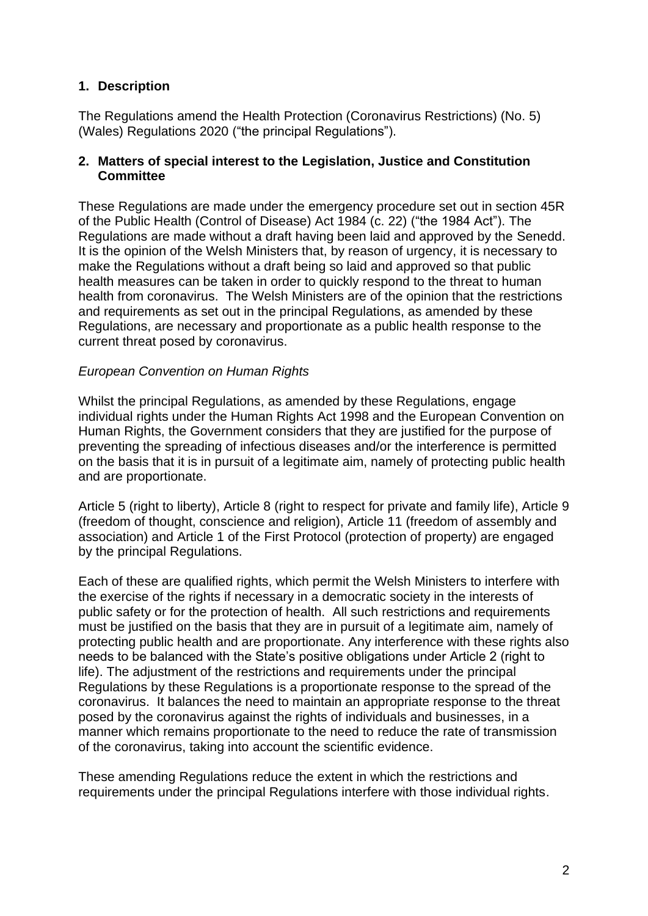## 1. Description

The Regulations amend the Health Protection (Coronavirus Restrictions) (No. 5) (Wales) Regulations 2020 ("the principal Regulations").

## 2. Matters of special interest to the Legislation, Justice and Constitution Committee

These Regulations are made under the emergency procedure set out in section 45R of the Public Health (Control of Disease) Act 1984 (c. 22) ("the 1984 Act"). The Regulations are made without a draft having been laid and approved by the Senedd. It is the opinion of the Welsh Ministers that, by reason of urgency, it is necessary to make the Regulations without a draft being so laid and approved so that public health measures can be taken in order to quickly respond to the threat to human health from coronavirus. The Welsh Ministers are of the opinion that the restrictions and requirements as set out in the principal Regulations, as amended by these Regulations, are necessary and proportionate as a public health response to the current threat posed by coronavirus.

*European Convention on Human Rights*

Whilst the principal Regulations, as amended by these Regulations, engage individual rights under the Human Rights Act 1998 and the European Convention on Human Rights, the Government considers that they are justified for the purpose of preventing the spreading of infectious diseases and/or the interference is permitted on the basis that it is in pursuit of a legitimate aim, namely of protecting public health and are proportionate.

Article 5 (right to liberty), Article 8 (right to respect for private and family life), Article 9 (freedom of thought, conscience and religion), Article 11 (freedom of assembly and association) and Article 1 of the First Protocol (protection of property) are engaged by the principal Regulations.

Each of these are qualified rights, which permit the Welsh Ministers to interfere with the exercise of the rights if necessary in a democratic society in the interests of public safety or for the protection of health. All such restrictions and requirements must be justified on the basis that they are in pursuit of a legitimate aim, namely of protecting public health and are proportionate. Any interference with these rights also needs to be balanced with the State's positive obligations under Article 2 (right to life). The adjustment of the restrictions and requirements under the principal Regulations by these Regulations is a proportionate response to the spread of the coronavirus. It balances the need to maintain an appropriate response to the threat posed by the coronavirus against the rights of individuals and businesses, in a manner which remains proportionate to the need to reduce the rate of transmission of the coronavirus, taking into account the scientific evidence.

These amending Regulations reduce the extent in which the restrictions and requirements under the principal Regulations interfere with those individual rights.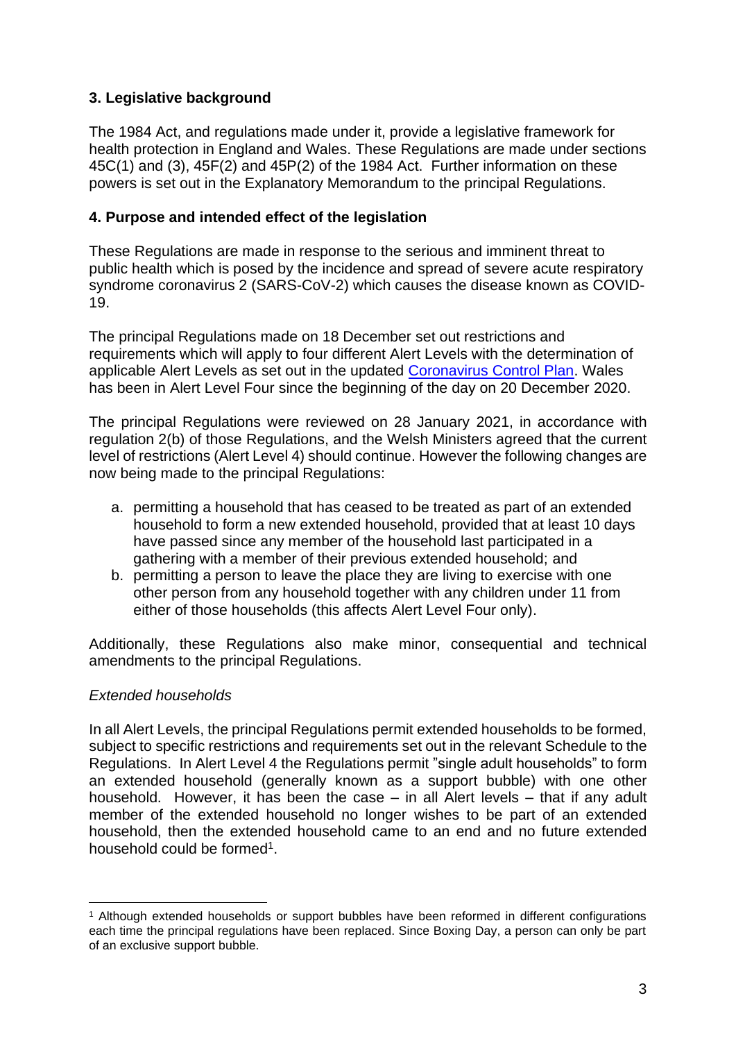## 3. Legislative background

The 1984 Act, and regulations made under it, provide a legislative framework for health protection in England and Wales. These Regulations are made under sections 45C(1) and (3), 45F(2) and 45P(2) of the 1984 Act. Further information on these powers is set out in the Explanatory Memorandum to the principal Regulations.

## 4. Purpose and intended effect of the legislation

These Regulations are made in response to the serious and imminent threat to public health which is posed by the incidence and spread of severe acute respiratory syndrome coronavirus 2 (SARS-CoV-2) which causes the disease known as COVID-19.

The principal Regulations made on 18 December set out restrictions and requirements which will apply to four different Alert Levels with the determination of applicable Alert Levels as set out in the updated Coronavirus Control Plan. Wales has been in Alert Level Four since the beginning of the day on 20 December 2020.

The principal Regulations were reviewed on 28 January 2021, in accordance with regulation 2(b) of those Regulations, and the Welsh Ministers agreed that the current level of restrictions (Alert Level 4) should continue. However the following changes are now being made to the principal Regulations:

a. permitting a household that has ceased to be treated as part of an extended household to form a new extended household, provided that at least 10 days have passed since any member of the household last participated in a gathering with a member of their previous extended household; and
b. permitting a person to leave the place they are living to exercise with one other person from any household together with any children under 11 from either of those households (this affects Alert Level Four only).

Additionally, these Regulations also make minor, consequential and technical amendments to the principal Regulations.

*Extended households*

In all Alert Levels, the principal Regulations permit extended households to be formed, subject to specific restrictions and requirements set out in the relevant Schedule to the Regulations. In Alert Level 4 the Regulations permit "single adult households" to form an extended household (generally known as a support bubble) with one other household. However, it has been the case – in all Alert levels – that if any adult member of the extended household no longer wishes to be part of an extended household, then the extended household came to an end and no future extended household could be formed[1].

---

[1] Although extended households or support bubbles have been reformed in different configurations each time the principal regulations have been replaced. Since Boxing Day, a person can only be part of an exclusive support bubble.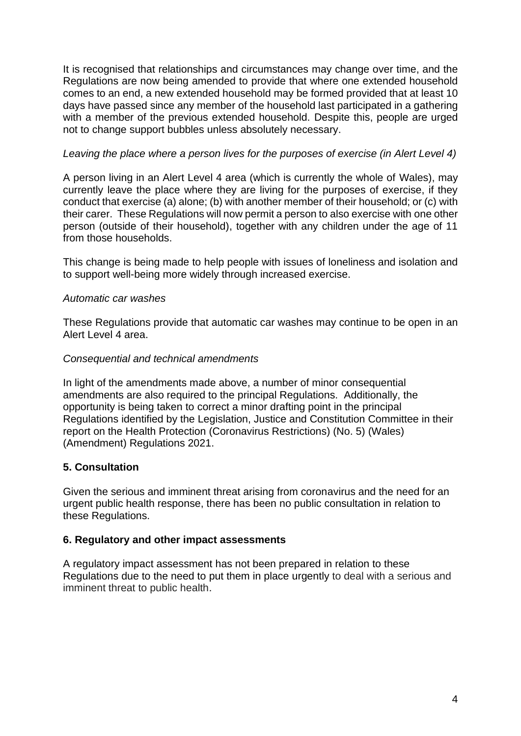It is recognised that relationships and circumstances may change over time, and the Regulations are now being amended to provide that where one extended household comes to an end, a new extended household may be formed provided that at least 10 days have passed since any member of the household last participated in a gathering with a member of the previous extended household. Despite this, people are urged not to change support bubbles unless absolutely necessary.

*Leaving the place where a person lives for the purposes of exercise (in Alert Level 4)*

A person living in an Alert Level 4 area (which is currently the whole of Wales), may currently leave the place where they are living for the purposes of exercise, if they conduct that exercise (a) alone; (b) with another member of their household; or (c) with their carer. These Regulations will now permit a person to also exercise with one other person (outside of their household), together with any children under the age of 11 from those households.

This change is being made to help people with issues of loneliness and isolation and to support well-being more widely through increased exercise.

*Automatic car washes*

These Regulations provide that automatic car washes may continue to be open in an Alert Level 4 area.

*Consequential and technical amendments*

In light of the amendments made above, a number of minor consequential amendments are also required to the principal Regulations. Additionally, the opportunity is being taken to correct a minor drafting point in the principal Regulations identified by the Legislation, Justice and Constitution Committee in their report on the Health Protection (Coronavirus Restrictions) (No. 5) (Wales) (Amendment) Regulations 2021.

## 5. Consultation

Given the serious and imminent threat arising from coronavirus and the need for an urgent public health response, there has been no public consultation in relation to these Regulations.

## 6. Regulatory and other impact assessments

A regulatory impact assessment has not been prepared in relation to these Regulations due to the need to put them in place urgently to deal with a serious and imminent threat to public health.